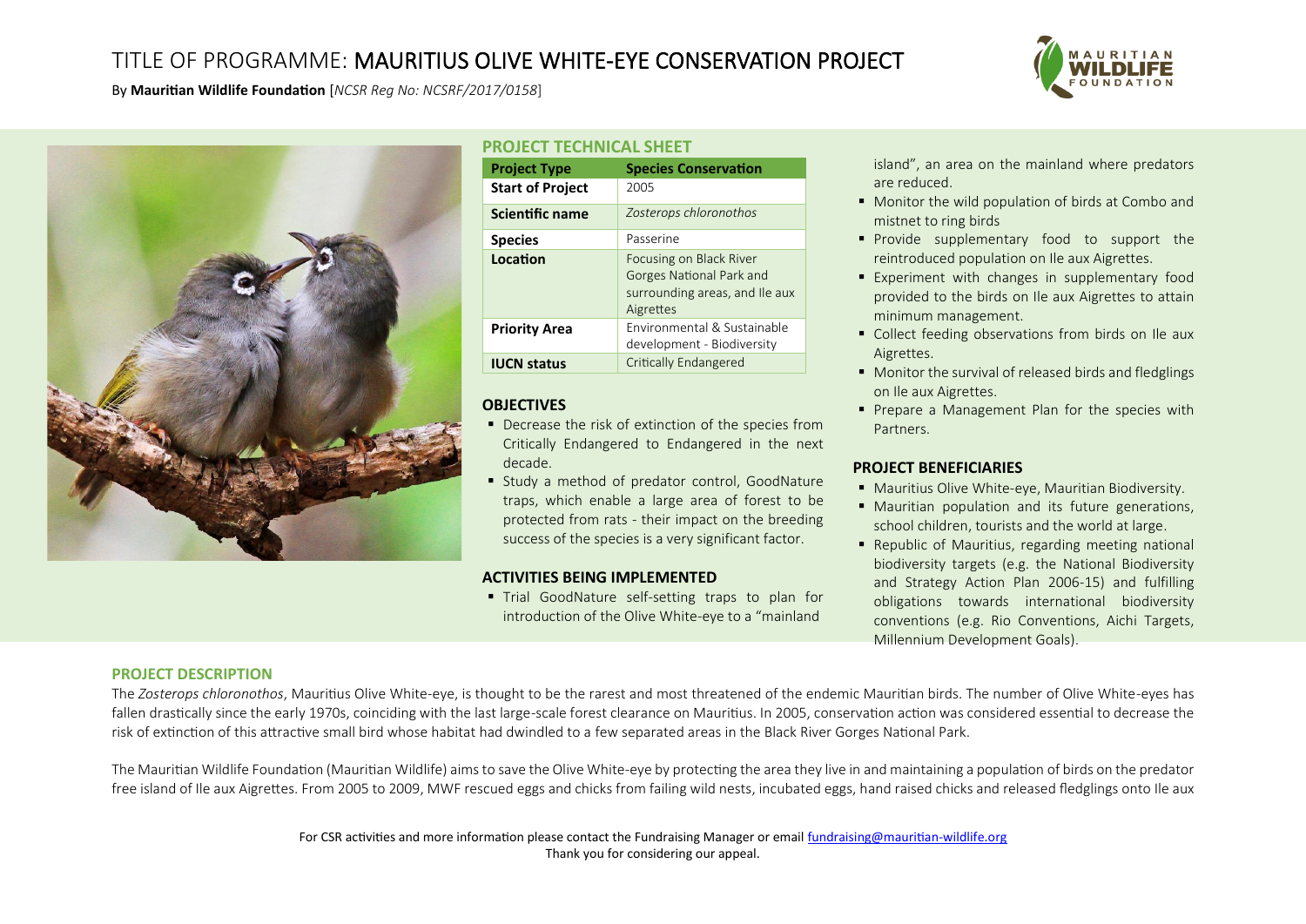# TITLE OF PROGRAMME: MAURITIUS OLIVE WHITE-EYE CONSERVATION PROJECT

By **Mauritian Wildlife Foundation** [*NCSR Reg No: NCSRF/2017/0158*]

## PROJECT TECHNICAL SHEET

| Project Type | Species Conservation |
|---|---|
| **Start of Project** | 2005 |
| **Scientific name** | *Zosterops chloronothos* |
| **Species** | Passerine |
| **Location** | Focusing on Black River Gorges National Park and surrounding areas, and Ile aux Aigrettes |
| **Priority Area** | Environmental & Sustainable development - Biodiversity |
| **IUCN status** | Critically Endangered |

## OBJECTIVES

- Decrease the risk of extinction of the species from Critically Endangered to Endangered in the next decade.
- Study a method of predator control, GoodNature traps, which enable a large area of forest to be protected from rats - their impact on the breeding success of the species is a very significant factor.

## ACTIVITIES BEING IMPLEMENTED

- Trial GoodNature self-setting traps to plan for introduction of the Olive White-eye to a "mainland island", an area on the mainland where predators are reduced.
- Monitor the wild population of birds at Combo and mistnet to ring birds
- Provide supplementary food to support the reintroduced population on Ile aux Aigrettes.
- Experiment with changes in supplementary food provided to the birds on Ile aux Aigrettes to attain minimum management.
- Collect feeding observations from birds on Ile aux Aigrettes.
- Monitor the survival of released birds and fledglings on Ile aux Aigrettes.
- Prepare a Management Plan for the species with Partners.

## PROJECT BENEFICIARIES

- Mauritius Olive White-eye, Mauritian Biodiversity.
- Mauritian population and its future generations, school children, tourists and the world at large.
- Republic of Mauritius, regarding meeting national biodiversity targets (e.g. the National Biodiversity and Strategy Action Plan 2006-15) and fulfilling obligations towards international biodiversity conventions (e.g. Rio Conventions, Aichi Targets, Millennium Development Goals).

## PROJECT DESCRIPTION

The *Zosterops chloronothos*, Mauritius Olive White-eye, is thought to be the rarest and most threatened of the endemic Mauritian birds. The number of Olive White-eyes has fallen drastically since the early 1970s, coinciding with the last large-scale forest clearance on Mauritius. In 2005, conservation action was considered essential to decrease the risk of extinction of this attractive small bird whose habitat had dwindled to a few separated areas in the Black River Gorges National Park.

The Mauritian Wildlife Foundation (Mauritian Wildlife) aims to save the Olive White-eye by protecting the area they live in and maintaining a population of birds on the predator free island of Ile aux Aigrettes. From 2005 to 2009, MWF rescued eggs and chicks from failing wild nests, incubated eggs, hand raised chicks and released fledglings onto Ile aux

For CSR activities and more information please contact the Fundraising Manager or email fundraising@mauritian-wildlife.org
Thank you for considering our appeal.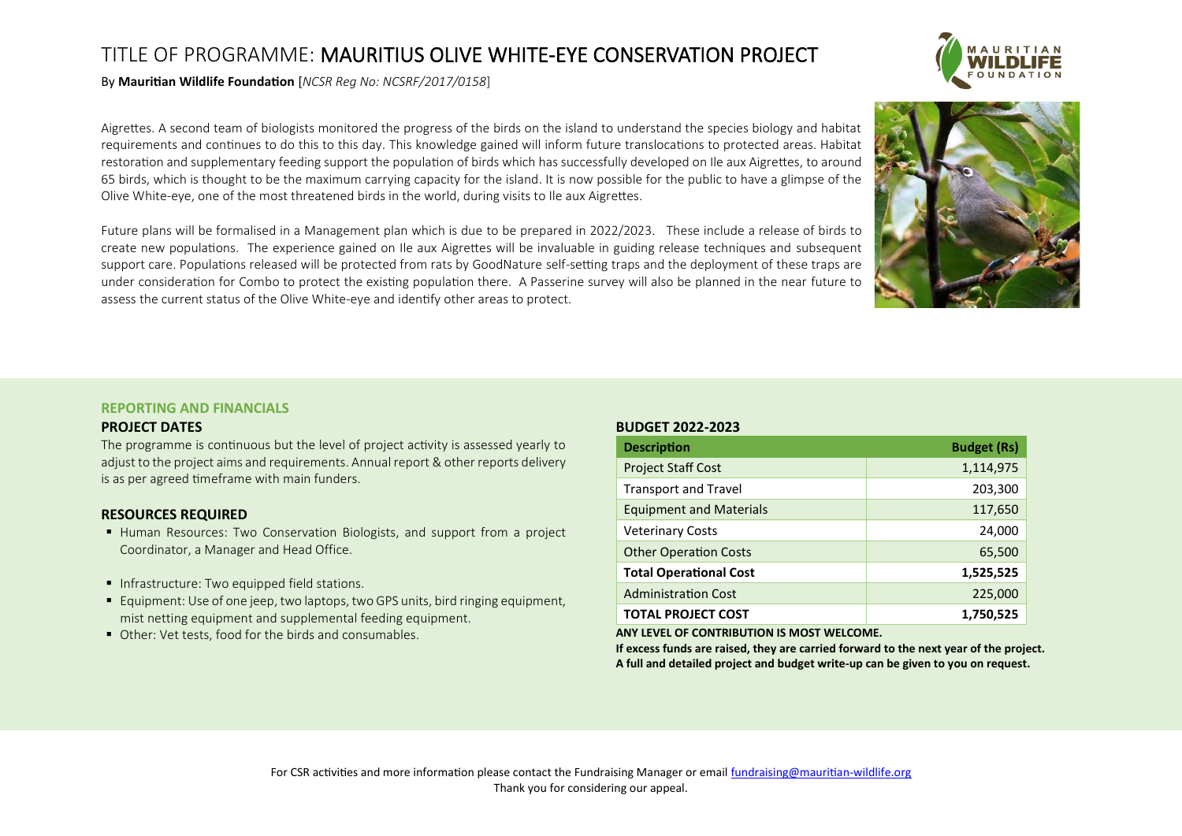# TITLE OF PROGRAMME: MAURITIUS OLIVE WHITE-EYE CONSERVATION PROJECT

By **Mauritian Wildlife Foundation** [*NCSR Reg No: NCSRF/2017/0158*]

Aigrettes. A second team of biologists monitored the progress of the birds on the island to understand the species biology and habitat requirements and continues to do this to this day. This knowledge gained will inform future translocations to protected areas. Habitat restoration and supplementary feeding support the population of birds which has successfully developed on Ile aux Aigrettes, to around 65 birds, which is thought to be the maximum carrying capacity for the island. It is now possible for the public to have a glimpse of the Olive White-eye, one of the most threatened birds in the world, during visits to Ile aux Aigrettes.

Future plans will be formalised in a Management plan which is due to be prepared in 2022/2023. These include a release of birds to create new populations. The experience gained on Ile aux Aigrettes will be invaluable in guiding release techniques and subsequent support care. Populations released will be protected from rats by GoodNature self-setting traps and the deployment of these traps are under consideration for Combo to protect the existing population there. A Passerine survey will also be planned in the near future to assess the current status of the Olive White-eye and identify other areas to protect.

## REPORTING AND FINANCIALS

### PROJECT DATES

The programme is continuous but the level of project activity is assessed yearly to adjust to the project aims and requirements. Annual report & other reports delivery is as per agreed timeframe with main funders.

### RESOURCES REQUIRED

- Human Resources: Two Conservation Biologists, and support from a project Coordinator, a Manager and Head Office.
- Infrastructure: Two equipped field stations.
- Equipment: Use of one jeep, two laptops, two GPS units, bird ringing equipment, mist netting equipment and supplemental feeding equipment.
- Other: Vet tests, food for the birds and consumables.

### BUDGET 2022-2023

| Description | Budget (Rs) |
|---|---|
| Project Staff Cost | 1,114,975 |
| Transport and Travel | 203,300 |
| Equipment and Materials | 117,650 |
| Veterinary Costs | 24,000 |
| Other Operation Costs | 65,500 |
| **Total Operational Cost** | **1,525,525** |
| Administration Cost | 225,000 |
| **TOTAL PROJECT COST** | **1,750,525** |

**ANY LEVEL OF CONTRIBUTION IS MOST WELCOME.**

**If excess funds are raised, they are carried forward to the next year of the project.**
**A full and detailed project and budget write-up can be given to you on request.**

For CSR activities and more information please contact the Fundraising Manager or email fundraising@mauritian-wildlife.org
Thank you for considering our appeal.